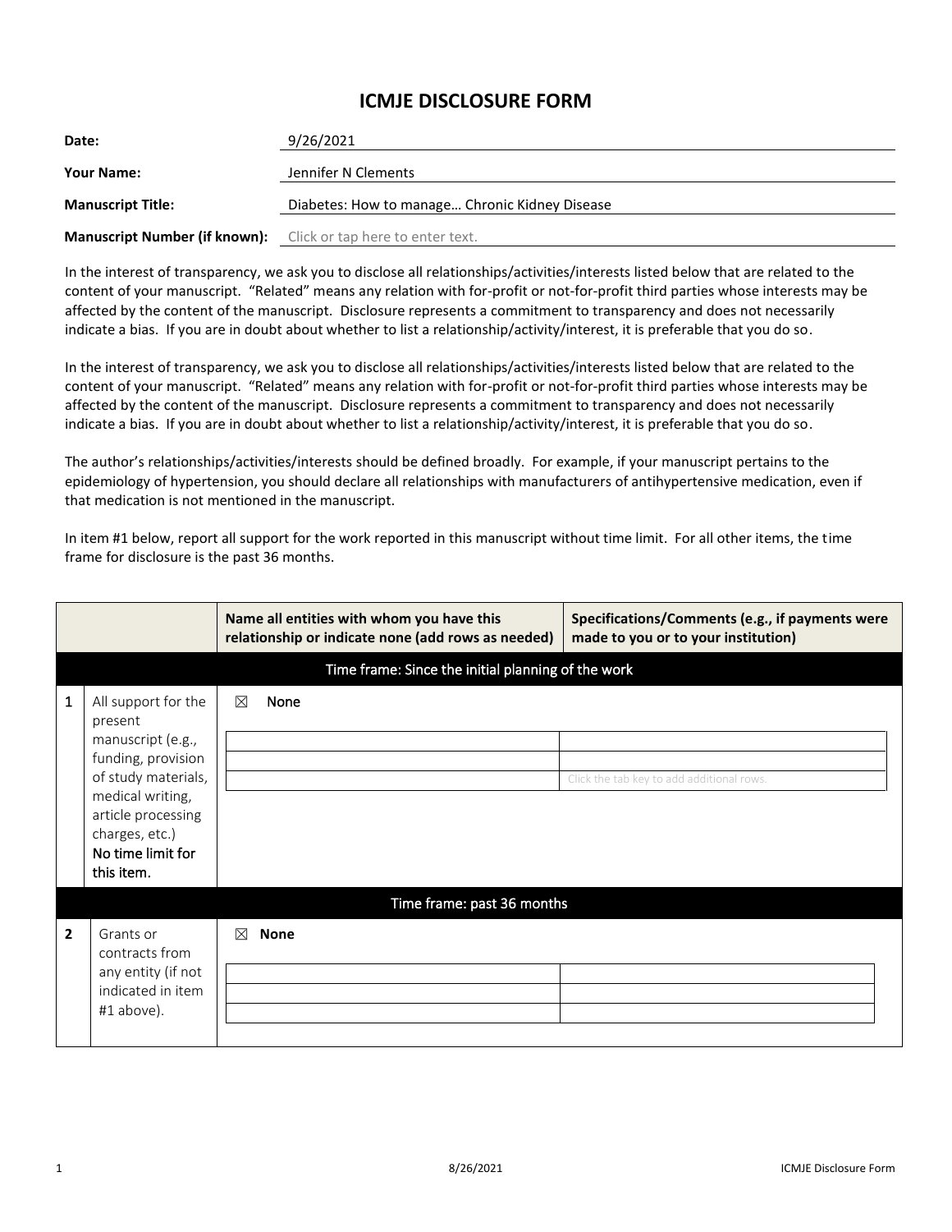# ICMJE DISCLOSURE FORM

| | |
|---|---|
| **Date:** | 9/26/2021 |
| **Your Name:** | Jennifer N Clements |
| **Manuscript Title:** | Diabetes: How to manage… Chronic Kidney Disease |
| **Manuscript Number (if known):** | Click or tap here to enter text. |

In the interest of transparency, we ask you to disclose all relationships/activities/interests listed below that are related to the content of your manuscript. "Related" means any relation with for-profit or not-for-profit third parties whose interests may be affected by the content of the manuscript. Disclosure represents a commitment to transparency and does not necessarily indicate a bias. If you are in doubt about whether to list a relationship/activity/interest, it is preferable that you do so.

In the interest of transparency, we ask you to disclose all relationships/activities/interests listed below that are related to the content of your manuscript. "Related" means any relation with for-profit or not-for-profit third parties whose interests may be affected by the content of the manuscript. Disclosure represents a commitment to transparency and does not necessarily indicate a bias. If you are in doubt about whether to list a relationship/activity/interest, it is preferable that you do so.

The author's relationships/activities/interests should be defined broadly. For example, if your manuscript pertains to the epidemiology of hypertension, you should declare all relationships with manufacturers of antihypertensive medication, even if that medication is not mentioned in the manuscript.

In item #1 below, report all support for the work reported in this manuscript without time limit. For all other items, the time frame for disclosure is the past 36 months.

| | | **Name all entities with whom you have this relationship or indicate none (add rows as needed)** | **Specifications/Comments (e.g., if payments were made to you or to your institution)** |
|---|---|---|---|
| | | **Time frame: Since the initial planning of the work** | |
| 1 | All support for the present manuscript (e.g., funding, provision of study materials, medical writing, article processing charges, etc.) No time limit for this item. | ☒ None | |
| | | | |
| | | | |
| | | | Click the tab key to add additional rows. |
| | | **Time frame: past 36 months** | |
| 2 | Grants or contracts from any entity (if not indicated in item #1 above). | ☒ **None** | |
| | | | |
| | | | |
| | | | |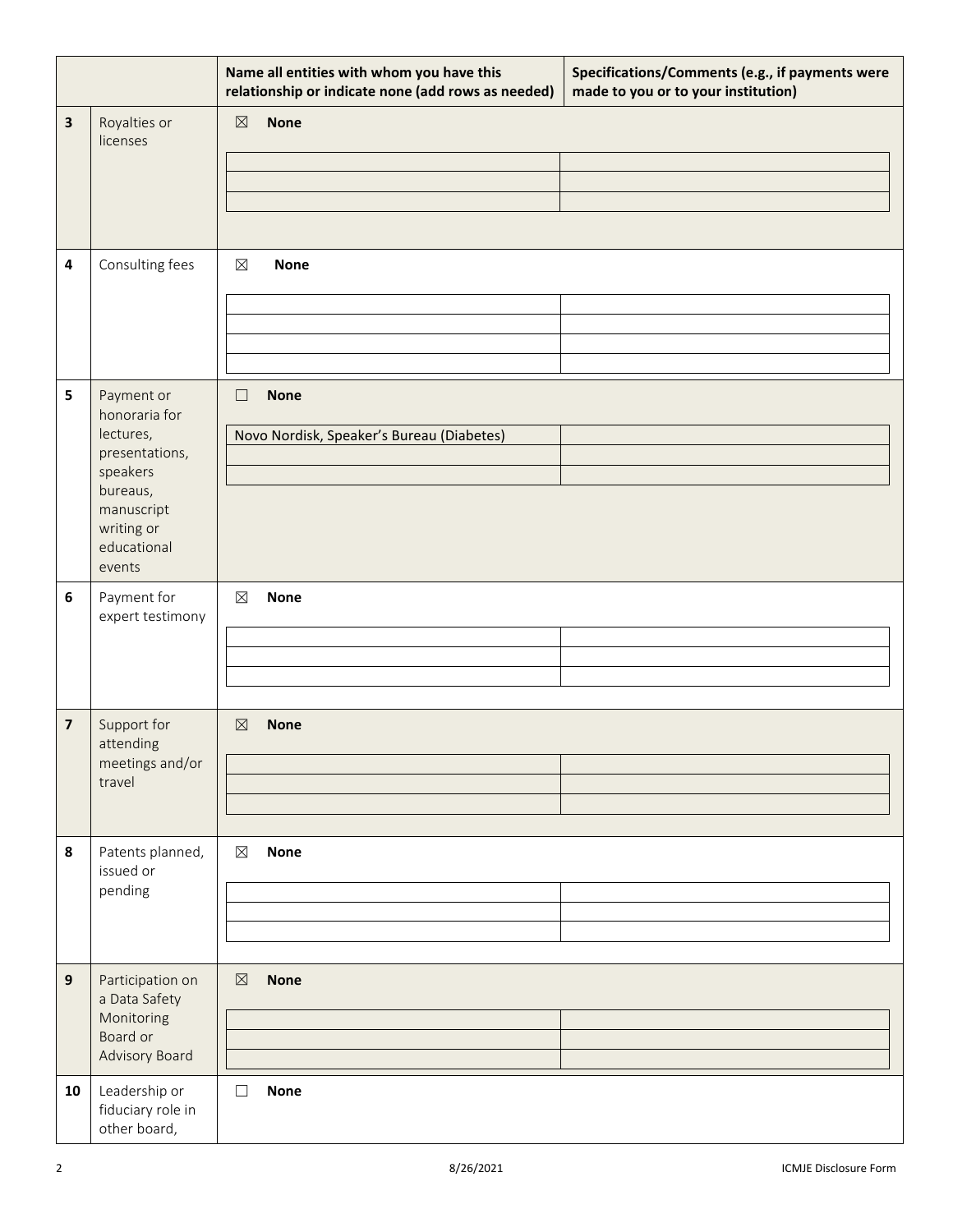| | | Name all entities with whom you have this relationship or indicate none (add rows as needed) | Specifications/Comments (e.g., if payments were made to you or to your institution) |
|---|---|---|---|
| 3 | Royalties or licenses | ☒ None | |
| | | | |
| | | | |
| | | | |
| 4 | Consulting fees | ☒ None | |
| | | | |
| | | | |
| | | | |
| | | | |
| 5 | Payment or honoraria for lectures, presentations, speakers bureaus, manuscript writing or educational events | ☐ None | |
| | | Novo Nordisk, Speaker's Bureau (Diabetes) | |
| | | | |
| | | | |
| 6 | Payment for expert testimony | ☒ None | |
| | | | |
| | | | |
| | | | |
| 7 | Support for attending meetings and/or travel | ☒ None | |
| | | | |
| | | | |
| | | | |
| 8 | Patents planned, issued or pending | ☒ None | |
| | | | |
| | | | |
| | | | |
| 9 | Participation on a Data Safety Monitoring Board or Advisory Board | ☒ None | |
| | | | |
| | | | |
| | | | |
| 10 | Leadership or fiduciary role in other board, | ☐ None | |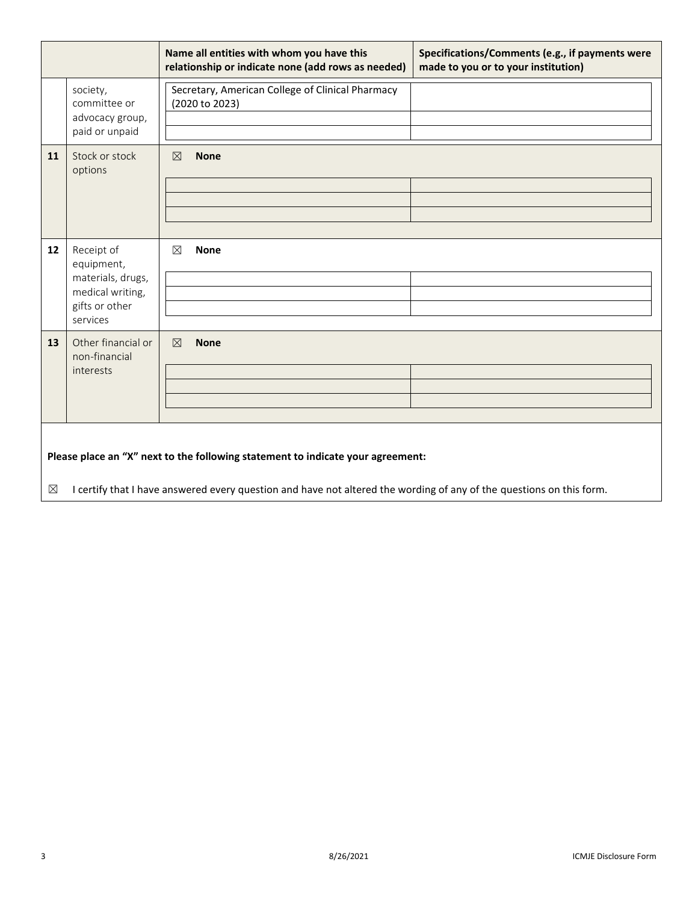| | | Name all entities with whom you have this relationship or indicate none (add rows as needed) | Specifications/Comments (e.g., if payments were made to you or to your institution) |
|---|---|---|---|
| | society, committee or advocacy group, paid or unpaid | Secretary, American College of Clinical Pharmacy (2020 to 2023) | |
| 11 | Stock or stock options | ☒ **None** | |
| 12 | Receipt of equipment, materials, drugs, medical writing, gifts or other services | ☒ **None** | |
| 13 | Other financial or non-financial interests | ☒ **None** | |

**Please place an "X" next to the following statement to indicate your agreement:**

☒ I certify that I have answered every question and have not altered the wording of any of the questions on this form.